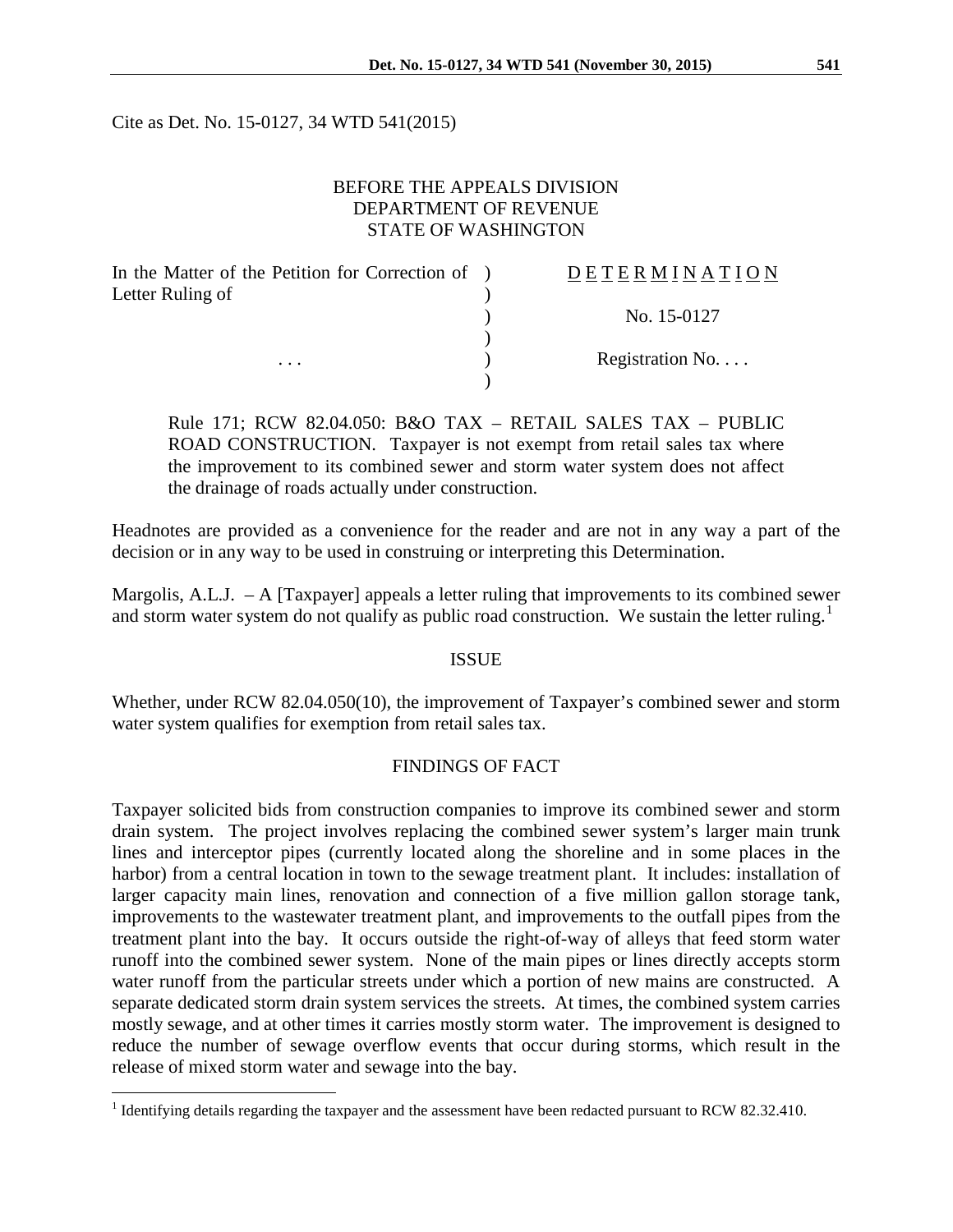Cite as Det. No. 15-0127, 34 WTD 541(2015)

BEFORE THE APPEALS DIVISION
DEPARTMENT OF REVENUE
STATE OF WASHINGTON

| | | |
|---|---|---|
| In the Matter of the Petition for Correction of Letter Ruling of | ) | D E T E R M I N A T I O N |
| | ) | |
| | ) | No. 15-0127 |
| | ) | |
| . . . | ) | Registration No. . . . |
| | ) | |

> Rule 171; RCW 82.04.050: B&O TAX – RETAIL SALES TAX – PUBLIC ROAD CONSTRUCTION. Taxpayer is not exempt from retail sales tax where the improvement to its combined sewer and storm water system does not affect the drainage of roads actually under construction.

Headnotes are provided as a convenience for the reader and are not in any way a part of the decision or in any way to be used in construing or interpreting this Determination.

Margolis, A.L.J. – A [Taxpayer] appeals a letter ruling that improvements to its combined sewer and storm water system do not qualify as public road construction. We sustain the letter ruling.[1]

## ISSUE

Whether, under RCW 82.04.050(10), the improvement of Taxpayer's combined sewer and storm water system qualifies for exemption from retail sales tax.

## FINDINGS OF FACT

Taxpayer solicited bids from construction companies to improve its combined sewer and storm drain system. The project involves replacing the combined sewer system's larger main trunk lines and interceptor pipes (currently located along the shoreline and in some places in the harbor) from a central location in town to the sewage treatment plant. It includes: installation of larger capacity main lines, renovation and connection of a five million gallon storage tank, improvements to the wastewater treatment plant, and improvements to the outfall pipes from the treatment plant into the bay. It occurs outside the right-of-way of alleys that feed storm water runoff into the combined sewer system. None of the main pipes or lines directly accepts storm water runoff from the particular streets under which a portion of new mains are constructed. A separate dedicated storm drain system services the streets. At times, the combined system carries mostly sewage, and at other times it carries mostly storm water. The improvement is designed to reduce the number of sewage overflow events that occur during storms, which result in the release of mixed storm water and sewage into the bay.

[1] Identifying details regarding the taxpayer and the assessment have been redacted pursuant to RCW 82.32.410.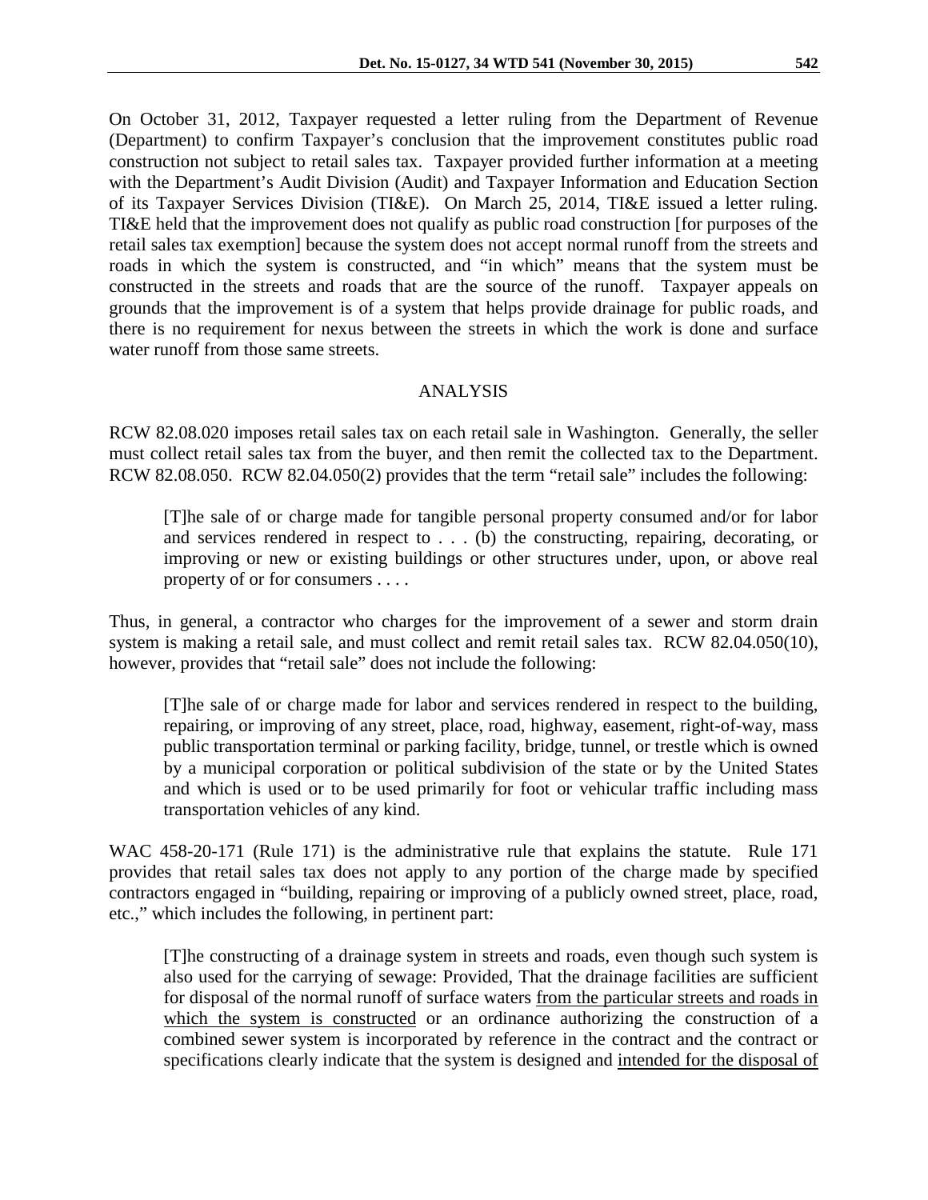On October 31, 2012, Taxpayer requested a letter ruling from the Department of Revenue (Department) to confirm Taxpayer's conclusion that the improvement constitutes public road construction not subject to retail sales tax. Taxpayer provided further information at a meeting with the Department's Audit Division (Audit) and Taxpayer Information and Education Section of its Taxpayer Services Division (TI&E). On March 25, 2014, TI&E issued a letter ruling. TI&E held that the improvement does not qualify as public road construction [for purposes of the retail sales tax exemption] because the system does not accept normal runoff from the streets and roads in which the system is constructed, and "in which" means that the system must be constructed in the streets and roads that are the source of the runoff. Taxpayer appeals on grounds that the improvement is of a system that helps provide drainage for public roads, and there is no requirement for nexus between the streets in which the work is done and surface water runoff from those same streets.

## ANALYSIS

RCW 82.08.020 imposes retail sales tax on each retail sale in Washington. Generally, the seller must collect retail sales tax from the buyer, and then remit the collected tax to the Department. RCW 82.08.050. RCW 82.04.050(2) provides that the term "retail sale" includes the following:

> [T]he sale of or charge made for tangible personal property consumed and/or for labor and services rendered in respect to . . . (b) the constructing, repairing, decorating, or improving or new or existing buildings or other structures under, upon, or above real property of or for consumers . . . .

Thus, in general, a contractor who charges for the improvement of a sewer and storm drain system is making a retail sale, and must collect and remit retail sales tax. RCW 82.04.050(10), however, provides that "retail sale" does not include the following:

> [T]he sale of or charge made for labor and services rendered in respect to the building, repairing, or improving of any street, place, road, highway, easement, right-of-way, mass public transportation terminal or parking facility, bridge, tunnel, or trestle which is owned by a municipal corporation or political subdivision of the state or by the United States and which is used or to be used primarily for foot or vehicular traffic including mass transportation vehicles of any kind.

WAC 458-20-171 (Rule 171) is the administrative rule that explains the statute. Rule 171 provides that retail sales tax does not apply to any portion of the charge made by specified contractors engaged in "building, repairing or improving of a publicly owned street, place, road, etc.," which includes the following, in pertinent part:

> [T]he constructing of a drainage system in streets and roads, even though such system is also used for the carrying of sewage: Provided, That the drainage facilities are sufficient for disposal of the normal runoff of surface waters <u>from the particular streets and roads in which the system is constructed</u> or an ordinance authorizing the construction of a combined sewer system is incorporated by reference in the contract and the contract or specifications clearly indicate that the system is designed and <u>intended for the disposal of</u>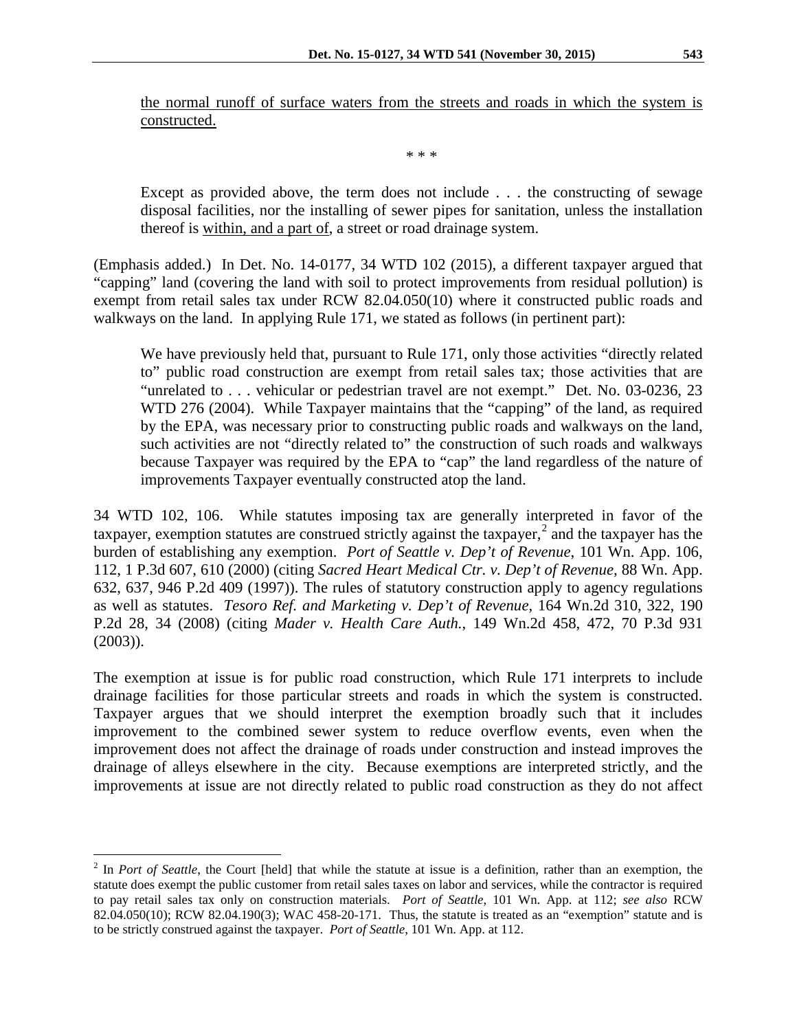the normal runoff of surface waters from the streets and roads in which the system is constructed.

> \* \* \*

> Except as provided above, the term does not include . . . the constructing of sewage disposal facilities, nor the installing of sewer pipes for sanitation, unless the installation thereof is within, and a part of, a street or road drainage system.

(Emphasis added.) In Det. No. 14-0177, 34 WTD 102 (2015), a different taxpayer argued that "capping" land (covering the land with soil to protect improvements from residual pollution) is exempt from retail sales tax under RCW 82.04.050(10) where it constructed public roads and walkways on the land. In applying Rule 171, we stated as follows (in pertinent part):

> We have previously held that, pursuant to Rule 171, only those activities "directly related to" public road construction are exempt from retail sales tax; those activities that are "unrelated to . . . vehicular or pedestrian travel are not exempt." Det. No. 03-0236, 23 WTD 276 (2004). While Taxpayer maintains that the "capping" of the land, as required by the EPA, was necessary prior to constructing public roads and walkways on the land, such activities are not "directly related to" the construction of such roads and walkways because Taxpayer was required by the EPA to "cap" the land regardless of the nature of improvements Taxpayer eventually constructed atop the land.

34 WTD 102, 106. While statutes imposing tax are generally interpreted in favor of the taxpayer, exemption statutes are construed strictly against the taxpayer,[2] and the taxpayer has the burden of establishing any exemption. *Port of Seattle v. Dep't of Revenue*, 101 Wn. App. 106, 112, 1 P.3d 607, 610 (2000) (citing *Sacred Heart Medical Ctr. v. Dep't of Revenue*, 88 Wn. App. 632, 637, 946 P.2d 409 (1997)). The rules of statutory construction apply to agency regulations as well as statutes. *Tesoro Ref. and Marketing v. Dep't of Revenue*, 164 Wn.2d 310, 322, 190 P.2d 28, 34 (2008) (citing *Mader v. Health Care Auth.*, 149 Wn.2d 458, 472, 70 P.3d 931 (2003)).

The exemption at issue is for public road construction, which Rule 171 interprets to include drainage facilities for those particular streets and roads in which the system is constructed. Taxpayer argues that we should interpret the exemption broadly such that it includes improvement to the combined sewer system to reduce overflow events, even when the improvement does not affect the drainage of roads under construction and instead improves the drainage of alleys elsewhere in the city. Because exemptions are interpreted strictly, and the improvements at issue are not directly related to public road construction as they do not affect

---

[2] In *Port of Seattle*, the Court [held] that while the statute at issue is a definition, rather than an exemption, the statute does exempt the public customer from retail sales taxes on labor and services, while the contractor is required to pay retail sales tax only on construction materials. *Port of Seattle*, 101 Wn. App. at 112; *see also* RCW 82.04.050(10); RCW 82.04.190(3); WAC 458-20-171. Thus, the statute is treated as an "exemption" statute and is to be strictly construed against the taxpayer. *Port of Seattle*, 101 Wn. App. at 112.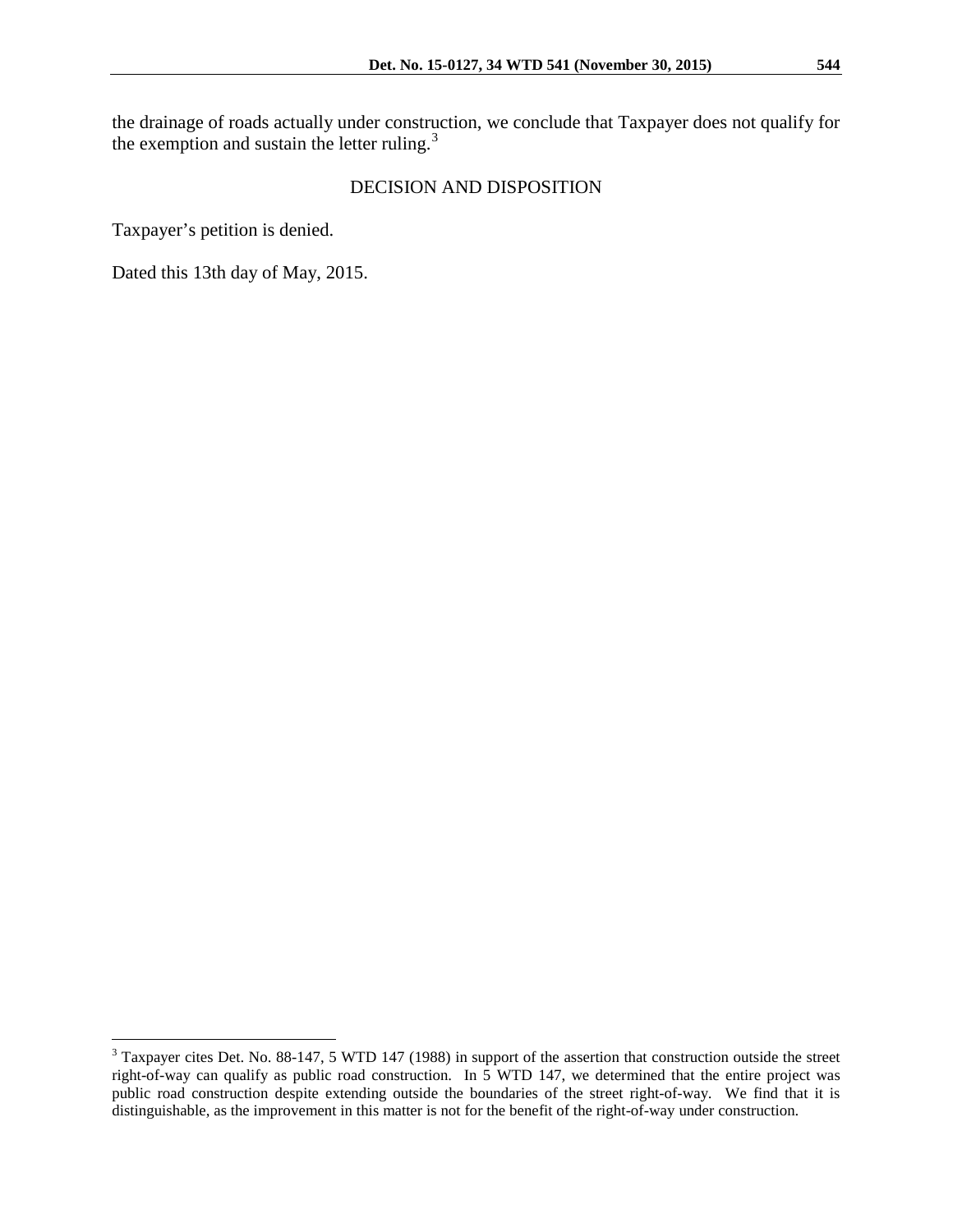the drainage of roads actually under construction, we conclude that Taxpayer does not qualify for the exemption and sustain the letter ruling.[3]

## DECISION AND DISPOSITION

Taxpayer's petition is denied.

Dated this 13th day of May, 2015.

---

[3] Taxpayer cites Det. No. 88-147, 5 WTD 147 (1988) in support of the assertion that construction outside the street right-of-way can qualify as public road construction. In 5 WTD 147, we determined that the entire project was public road construction despite extending outside the boundaries of the street right-of-way. We find that it is distinguishable, as the improvement in this matter is not for the benefit of the right-of-way under construction.